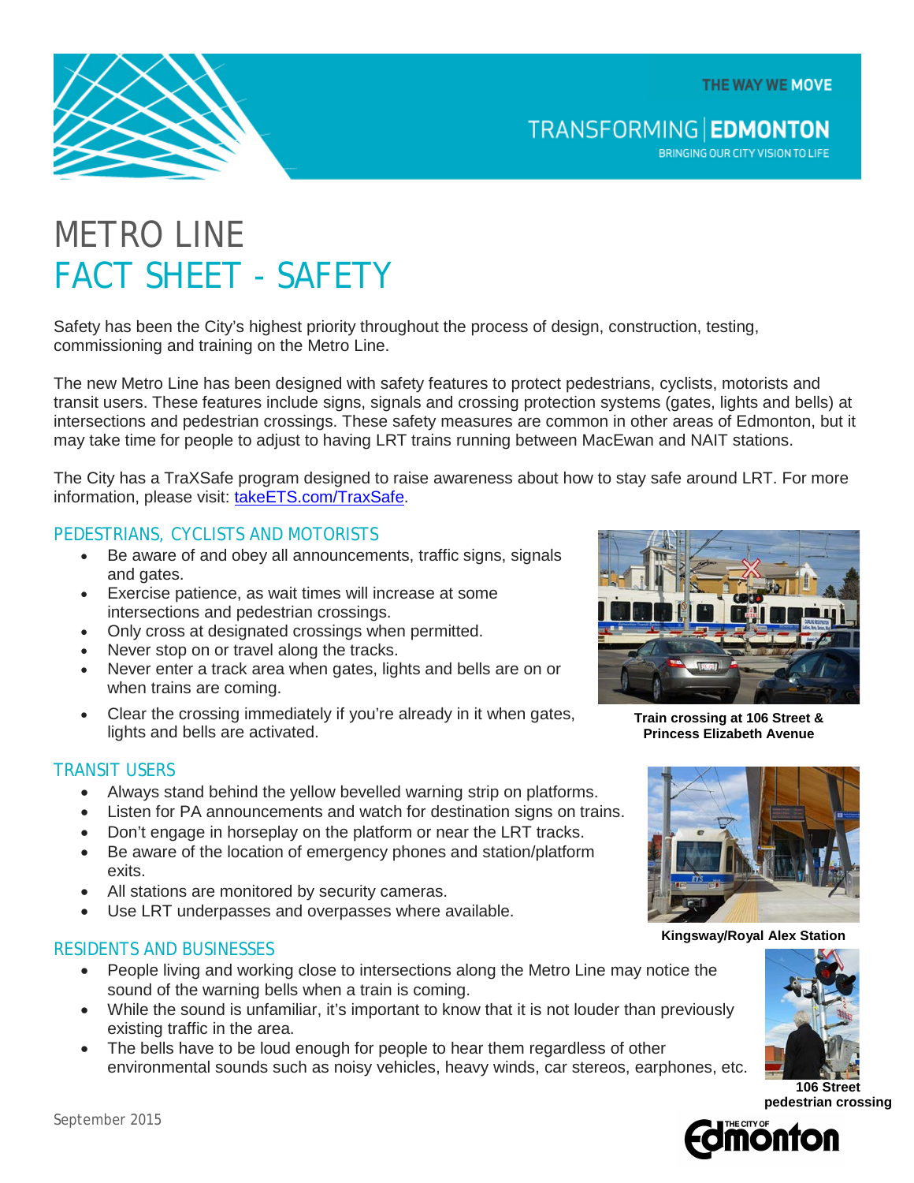# METRO LINE

## FACT SHEET - SAFETY

Safety has been the City's highest priority throughout the process of design, construction, testing, commissioning and training on the Metro Line.

The new Metro Line has been designed with safety features to protect pedestrians, cyclists, motorists and transit users. These features include signs, signals and crossing protection systems (gates, lights and bells) at intersections and pedestrian crossings. These safety measures are common in other areas of Edmonton, but it may take time for people to adjust to having LRT trains running between MacEwan and NAIT stations.

The City has a TraXSafe program designed to raise awareness about how to stay safe around LRT. For more information, please visit: takeETS.com/TraxSafe.

### PEDESTRIANS, CYCLISTS AND MOTORISTS

- Be aware of and obey all announcements, traffic signs, signals and gates.
- Exercise patience, as wait times will increase at some intersections and pedestrian crossings.
- Only cross at designated crossings when permitted.
- Never stop on or travel along the tracks.
- Never enter a track area when gates, lights and bells are on or when trains are coming.
- Clear the crossing immediately if you're already in it when gates, lights and bells are activated.

**Train crossing at 106 Street & Princess Elizabeth Avenue**

### TRANSIT USERS

- Always stand behind the yellow bevelled warning strip on platforms.
- Listen for PA announcements and watch for destination signs on trains.
- Don't engage in horseplay on the platform or near the LRT tracks.
- Be aware of the location of emergency phones and station/platform exits.
- All stations are monitored by security cameras.
- Use LRT underpasses and overpasses where available.

**Kingsway/Royal Alex Station**

### RESIDENTS AND BUSINESSES

- People living and working close to intersections along the Metro Line may notice the sound of the warning bells when a train is coming.
- While the sound is unfamiliar, it's important to know that it is not louder than previously existing traffic in the area.
- The bells have to be loud enough for people to hear them regardless of other environmental sounds such as noisy vehicles, heavy winds, car stereos, earphones, etc.

**106 Street pedestrian crossing**

September 2015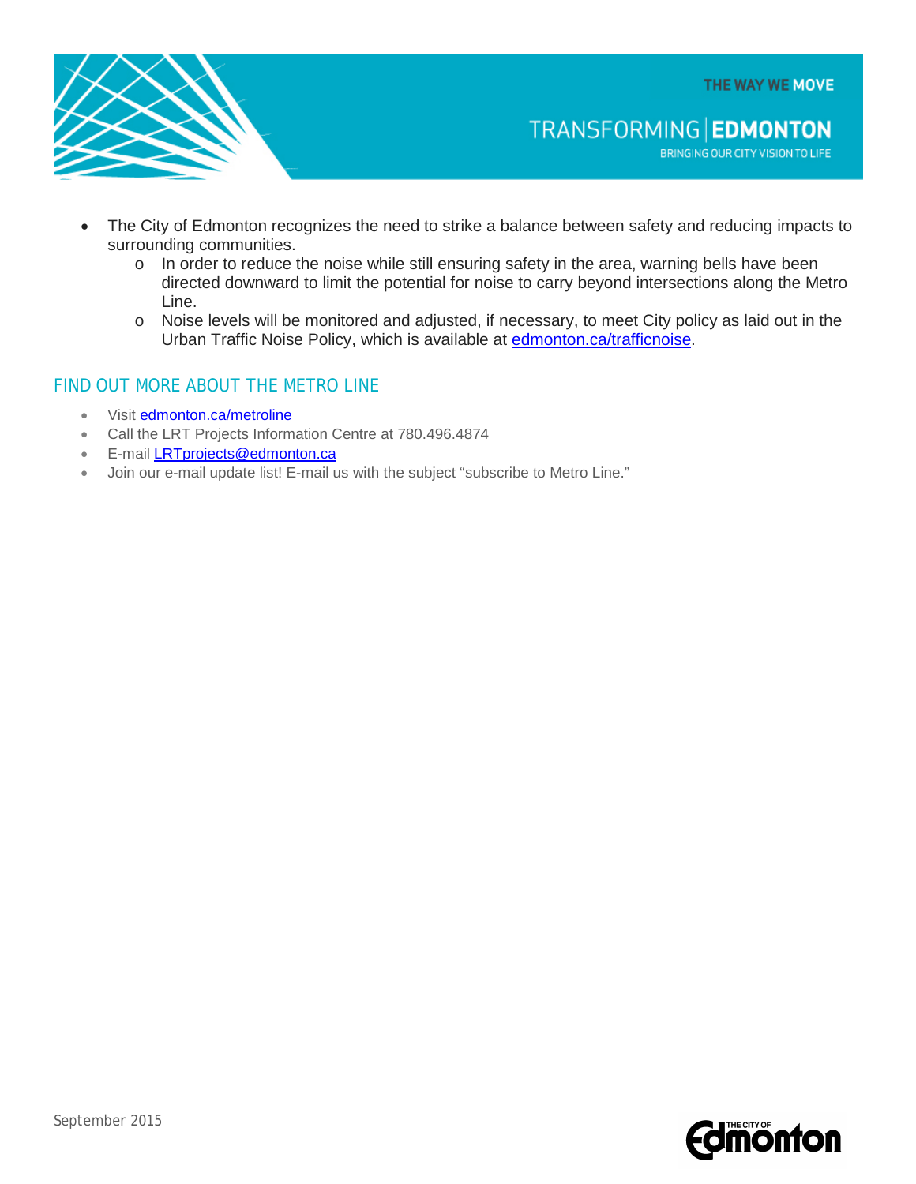- The City of Edmonton recognizes the need to strike a balance between safety and reducing impacts to surrounding communities.
  - In order to reduce the noise while still ensuring safety in the area, warning bells have been directed downward to limit the potential for noise to carry beyond intersections along the Metro Line.
  - Noise levels will be monitored and adjusted, if necessary, to meet City policy as laid out in the Urban Traffic Noise Policy, which is available at edmonton.ca/trafficnoise.

## FIND OUT MORE ABOUT THE METRO LINE

- Visit edmonton.ca/metroline
- Call the LRT Projects Information Centre at 780.496.4874
- E-mail LRTprojects@edmonton.ca
- Join our e-mail update list! E-mail us with the subject "subscribe to Metro Line."

September 2015